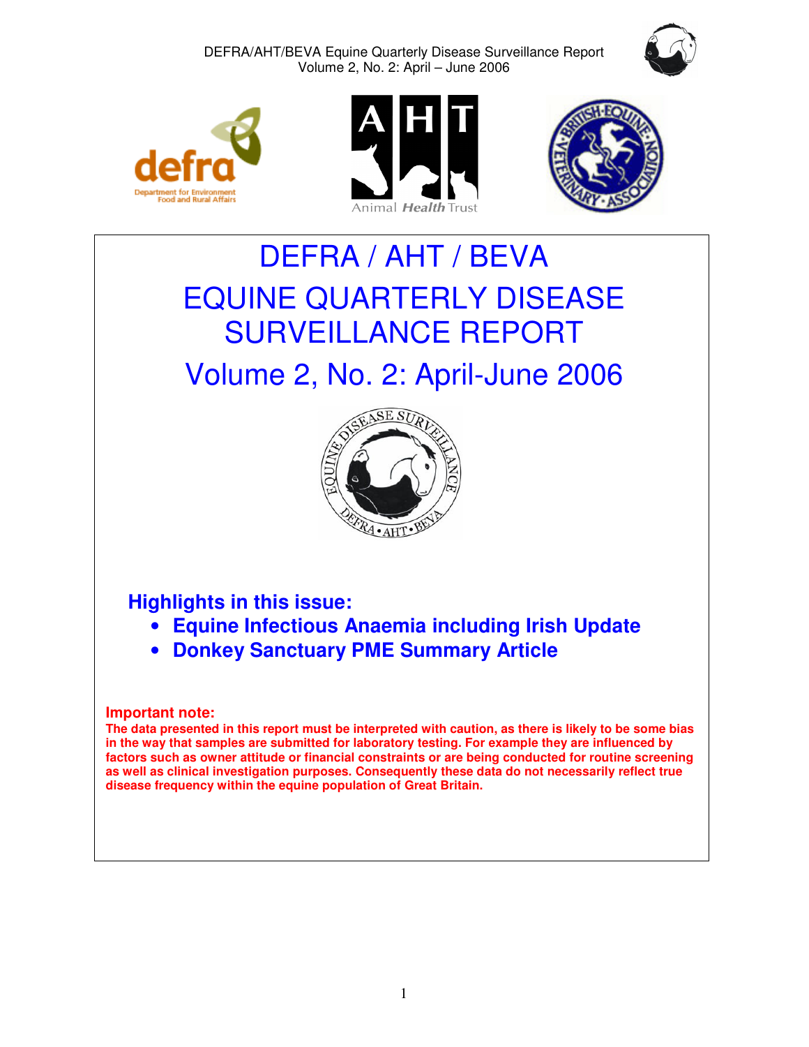# DEFRA / AHT / BEVA

# EQUINE QUARTERLY DISEASE SURVEILLANCE REPORT

## Volume 2, No. 2: April-June 2006

### Highlights in this issue:

- **Equine Infectious Anaemia including Irish Update**
- **Donkey Sanctuary PME Summary Article**

**Important note:**

**The data presented in this report must be interpreted with caution, as there is likely to be some bias in the way that samples are submitted for laboratory testing. For example they are influenced by factors such as owner attitude or financial constraints or are being conducted for routine screening as well as clinical investigation purposes. Consequently these data do not necessarily reflect true disease frequency within the equine population of Great Britain.**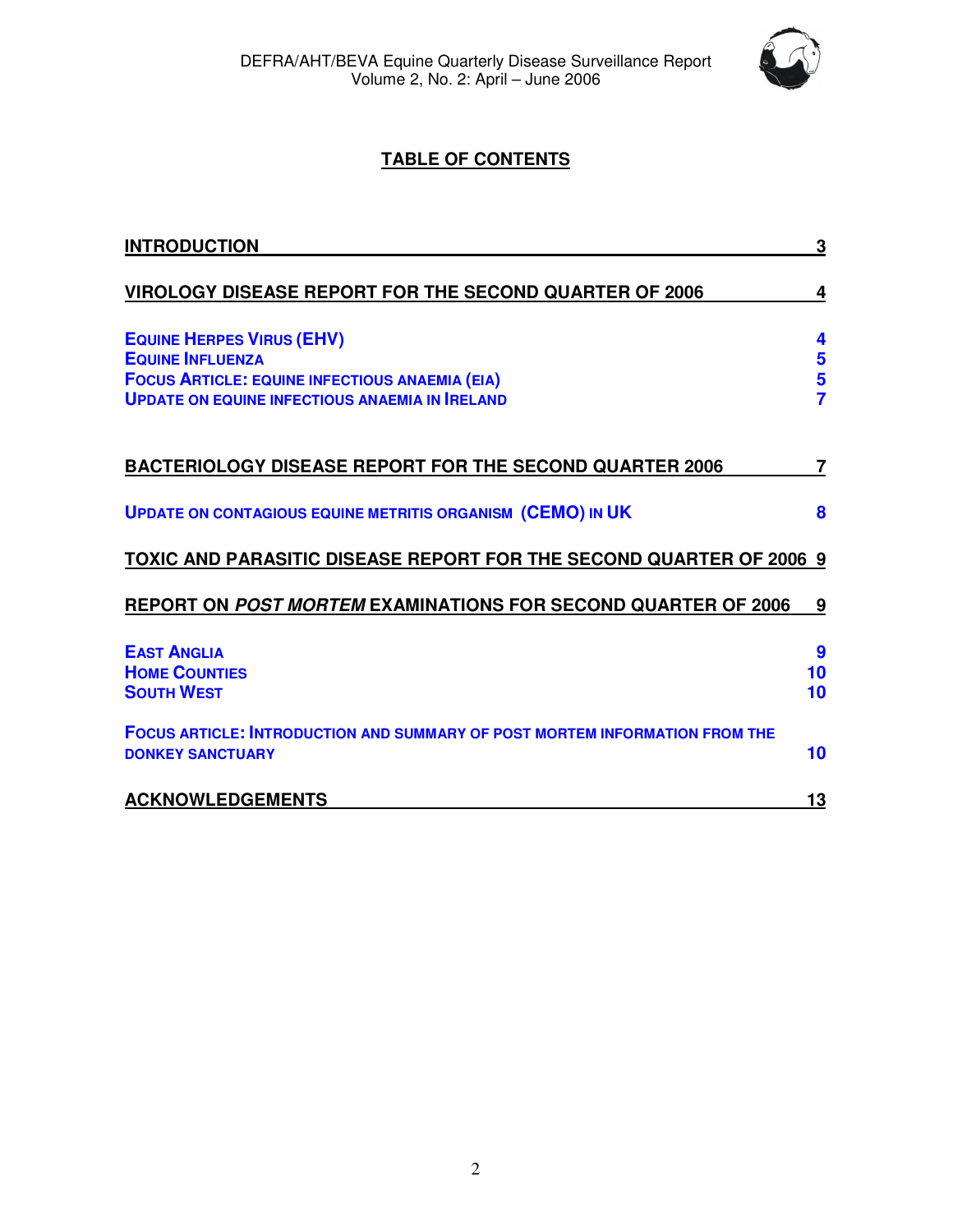# TABLE OF CONTENTS

| | |
|---|---|
| **INTRODUCTION** | **3** |
| **VIROLOGY DISEASE REPORT FOR THE SECOND QUARTER OF 2006** | **4** |
| EQUINE HERPES VIRUS (EHV) | 4 |
| EQUINE INFLUENZA | 5 |
| FOCUS ARTICLE: EQUINE INFECTIOUS ANAEMIA (EIA) | 5 |
| UPDATE ON EQUINE INFECTIOUS ANAEMIA IN IRELAND | 7 |
| **BACTERIOLOGY DISEASE REPORT FOR THE SECOND QUARTER 2006** | **7** |
| UPDATE ON CONTAGIOUS EQUINE METRITIS ORGANISM (CEMO) IN UK | 8 |
| **TOXIC AND PARASITIC DISEASE REPORT FOR THE SECOND QUARTER OF 2006** | **9** |
| **REPORT ON *POST MORTEM* EXAMINATIONS FOR SECOND QUARTER OF 2006** | **9** |
| EAST ANGLIA | 9 |
| HOME COUNTIES | 10 |
| SOUTH WEST | 10 |
| FOCUS ARTICLE: INTRODUCTION AND SUMMARY OF POST MORTEM INFORMATION FROM THE DONKEY SANCTUARY | 10 |
| **ACKNOWLEDGEMENTS** | **13** |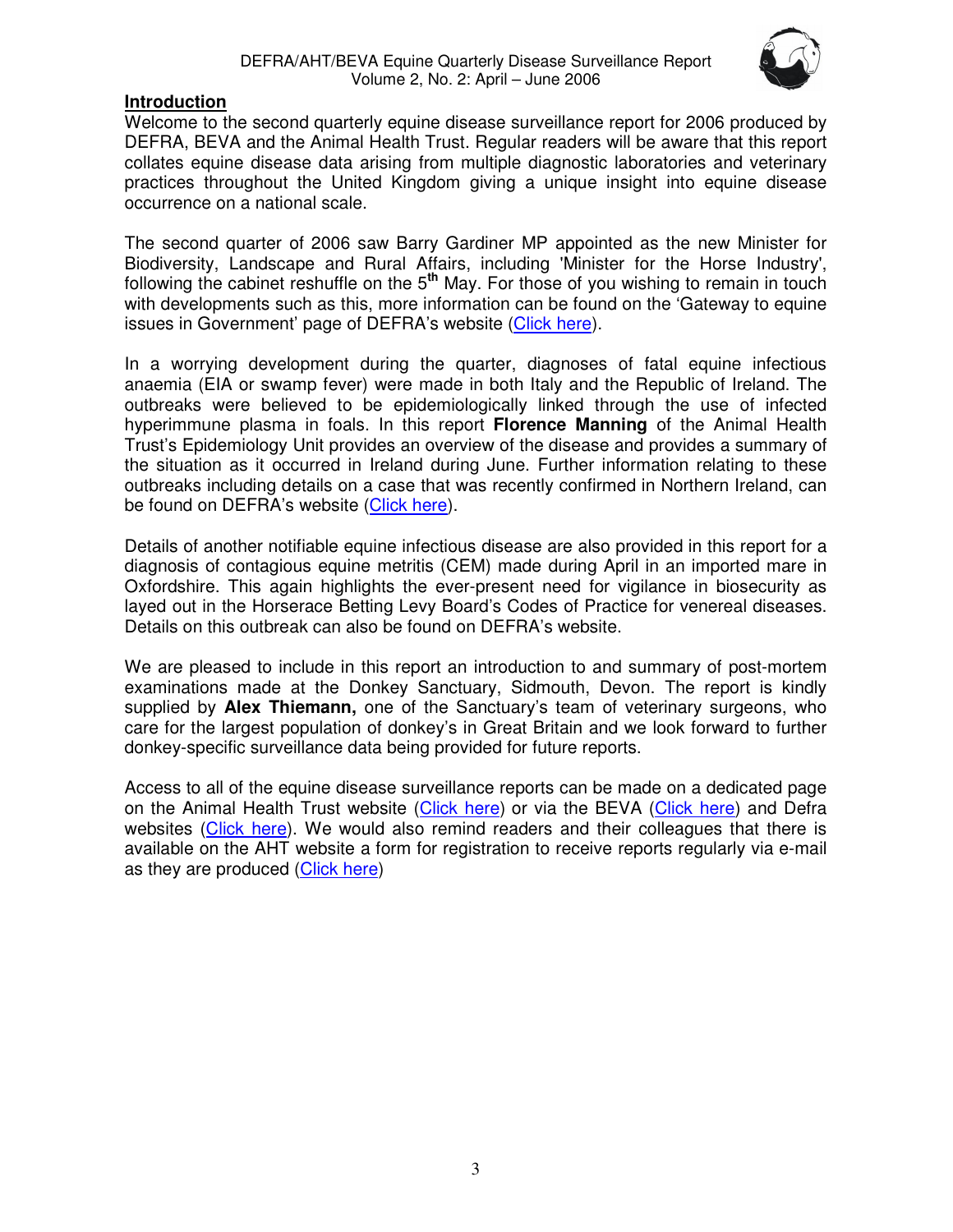## Introduction

Welcome to the second quarterly equine disease surveillance report for 2006 produced by DEFRA, BEVA and the Animal Health Trust. Regular readers will be aware that this report collates equine disease data arising from multiple diagnostic laboratories and veterinary practices throughout the United Kingdom giving a unique insight into equine disease occurrence on a national scale.

The second quarter of 2006 saw Barry Gardiner MP appointed as the new Minister for Biodiversity, Landscape and Rural Affairs, including 'Minister for the Horse Industry', following the cabinet reshuffle on the 5th May. For those of you wishing to remain in touch with developments such as this, more information can be found on the 'Gateway to equine issues in Government' page of DEFRA's website (Click here).

In a worrying development during the quarter, diagnoses of fatal equine infectious anaemia (EIA or swamp fever) were made in both Italy and the Republic of Ireland. The outbreaks were believed to be epidemiologically linked through the use of infected hyperimmune plasma in foals. In this report **Florence Manning** of the Animal Health Trust's Epidemiology Unit provides an overview of the disease and provides a summary of the situation as it occurred in Ireland during June. Further information relating to these outbreaks including details on a case that was recently confirmed in Northern Ireland, can be found on DEFRA's website (Click here).

Details of another notifiable equine infectious disease are also provided in this report for a diagnosis of contagious equine metritis (CEM) made during April in an imported mare in Oxfordshire. This again highlights the ever-present need for vigilance in biosecurity as layed out in the Horserace Betting Levy Board's Codes of Practice for venereal diseases. Details on this outbreak can also be found on DEFRA's website.

We are pleased to include in this report an introduction to and summary of post-mortem examinations made at the Donkey Sanctuary, Sidmouth, Devon. The report is kindly supplied by **Alex Thiemann,** one of the Sanctuary's team of veterinary surgeons, who care for the largest population of donkey's in Great Britain and we look forward to further donkey-specific surveillance data being provided for future reports.

Access to all of the equine disease surveillance reports can be made on a dedicated page on the Animal Health Trust website (Click here) or via the BEVA (Click here) and Defra websites (Click here). We would also remind readers and their colleagues that there is available on the AHT website a form for registration to receive reports regularly via e-mail as they are produced (Click here)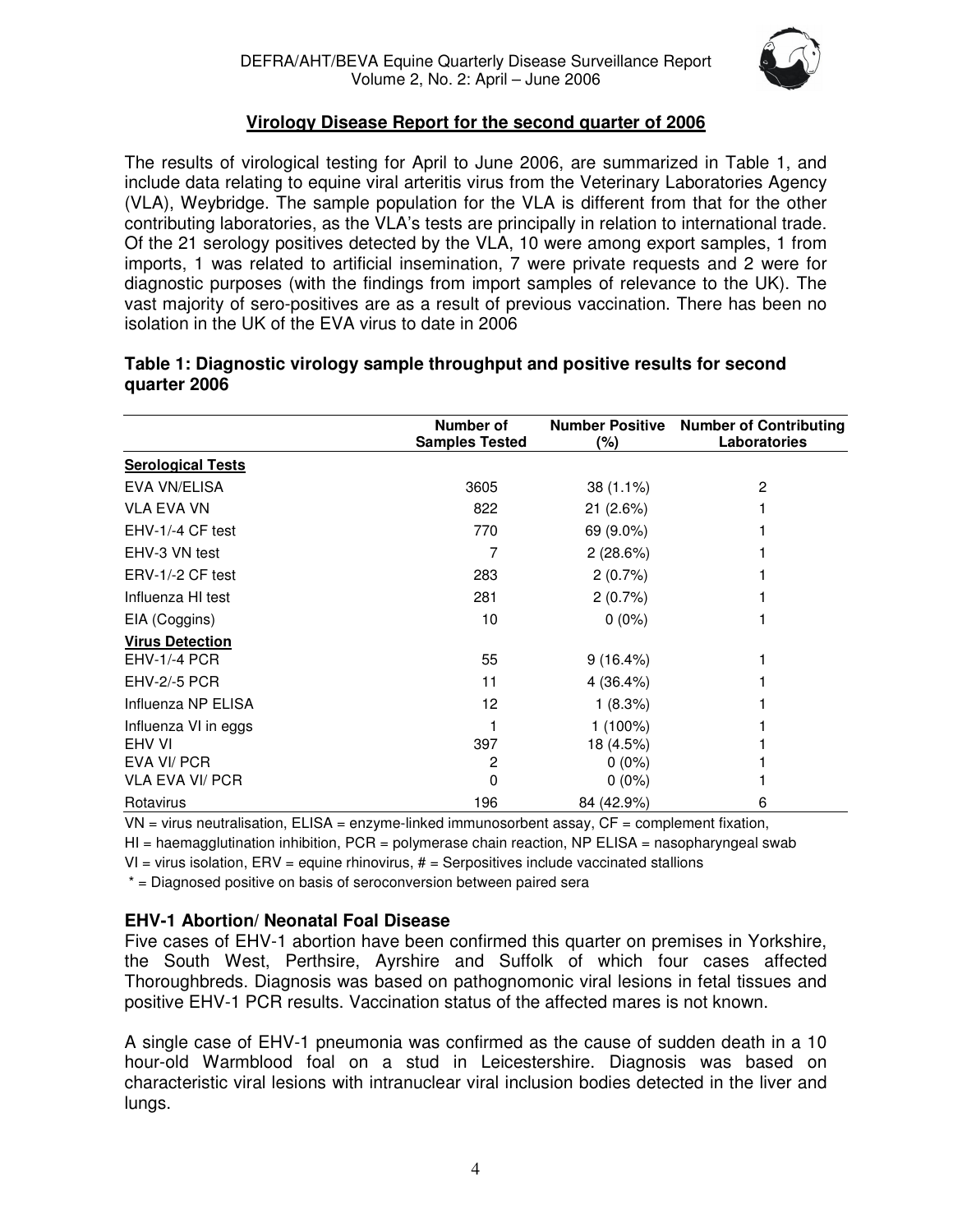## Virology Disease Report for the second quarter of 2006

The results of virological testing for April to June 2006, are summarized in Table 1, and include data relating to equine viral arteritis virus from the Veterinary Laboratories Agency (VLA), Weybridge. The sample population for the VLA is different from that for the other contributing laboratories, as the VLA's tests are principally in relation to international trade. Of the 21 serology positives detected by the VLA, 10 were among export samples, 1 from imports, 1 was related to artificial insemination, 7 were private requests and 2 were for diagnostic purposes (with the findings from import samples of relevance to the UK). The vast majority of sero-positives are as a result of previous vaccination. There has been no isolation in the UK of the EVA virus to date in 2006

**Table 1: Diagnostic virology sample throughput and positive results for second quarter 2006**

| | Number of Samples Tested | Number Positive (%) | Number of Contributing Laboratories |
|---|---|---|---|
| **Serological Tests** | | | |
| EVA VN/ELISA | 3605 | 38 (1.1%) | 2 |
| VLA EVA VN | 822 | 21 (2.6%) | 1 |
| EHV-1/-4 CF test | 770 | 69 (9.0%) | 1 |
| EHV-3 VN test | 7 | 2 (28.6%) | 1 |
| ERV-1/-2 CF test | 283 | 2 (0.7%) | 1 |
| Influenza HI test | 281 | 2 (0.7%) | 1 |
| EIA (Coggins) | 10 | 0 (0%) | 1 |
| **Virus Detection** | | | |
| EHV-1/-4 PCR | 55 | 9 (16.4%) | 1 |
| EHV-2/-5 PCR | 11 | 4 (36.4%) | 1 |
| Influenza NP ELISA | 12 | 1 (8.3%) | 1 |
| Influenza VI in eggs | 1 | 1 (100%) | 1 |
| EHV VI | 397 | 18 (4.5%) | 1 |
| EVA VI/ PCR | 2 | 0 (0%) | 1 |
| VLA EVA VI/ PCR | 0 | 0 (0%) | 1 |
| Rotavirus | 196 | 84 (42.9%) | 6 |

VN = virus neutralisation, ELISA = enzyme-linked immunosorbent assay, CF = complement fixation, HI = haemagglutination inhibition, PCR = polymerase chain reaction, NP ELISA = nasopharyngeal swab VI = virus isolation, ERV = equine rhinovirus, # = Serpositives include vaccinated stallions

\* = Diagnosed positive on basis of seroconversion between paired sera

### EHV-1 Abortion/ Neonatal Foal Disease

Five cases of EHV-1 abortion have been confirmed this quarter on premises in Yorkshire, the South West, Perthsire, Ayrshire and Suffolk of which four cases affected Thoroughbreds. Diagnosis was based on pathognomonic viral lesions in fetal tissues and positive EHV-1 PCR results. Vaccination status of the affected mares is not known.

A single case of EHV-1 pneumonia was confirmed as the cause of sudden death in a 10 hour-old Warmblood foal on a stud in Leicestershire. Diagnosis was based on characteristic viral lesions with intranuclear viral inclusion bodies detected in the liver and lungs.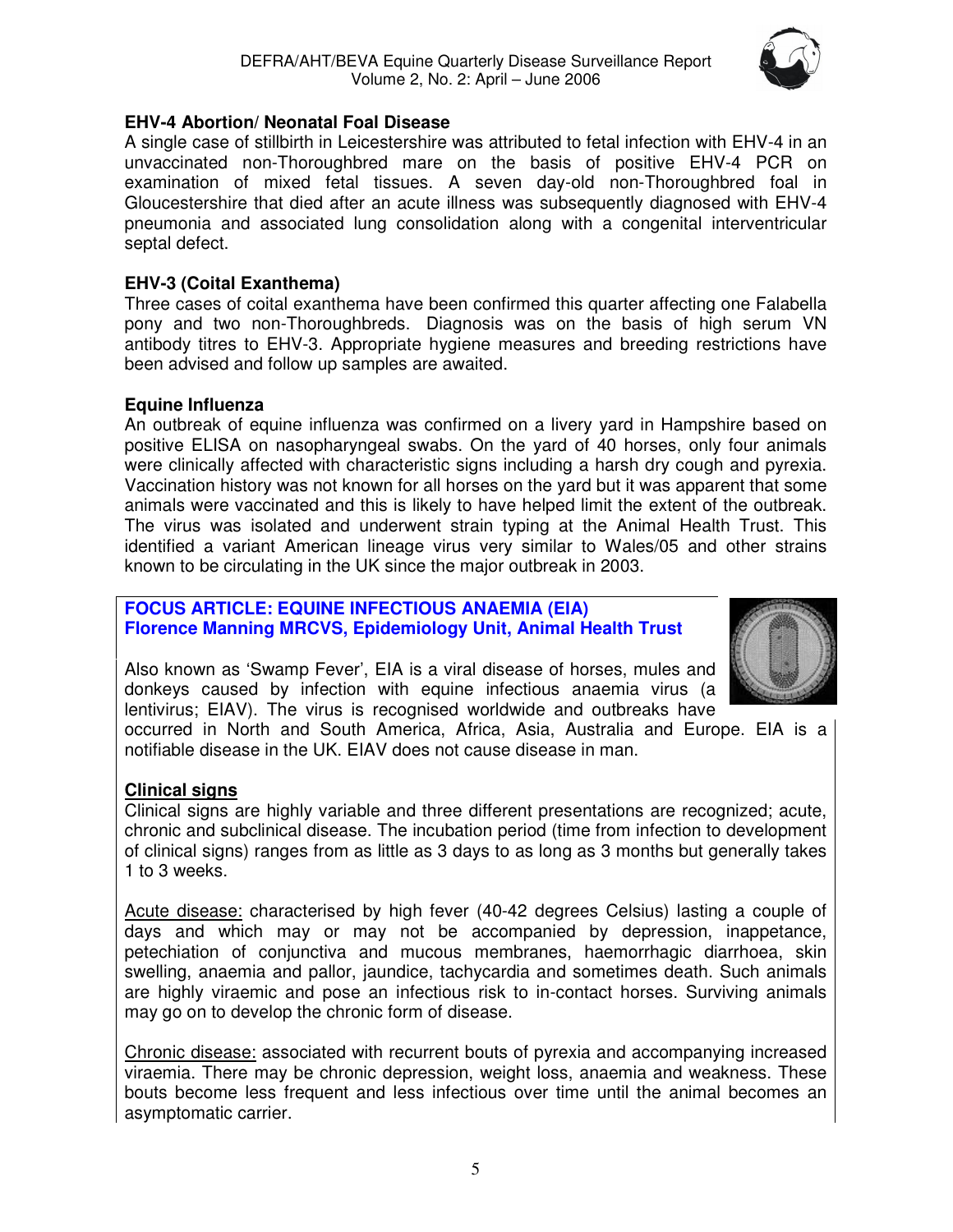### EHV-4 Abortion/ Neonatal Foal Disease

A single case of stillbirth in Leicestershire was attributed to fetal infection with EHV-4 in an unvaccinated non-Thoroughbred mare on the basis of positive EHV-4 PCR on examination of mixed fetal tissues. A seven day-old non-Thoroughbred foal in Gloucestershire that died after an acute illness was subsequently diagnosed with EHV-4 pneumonia and associated lung consolidation along with a congenital interventricular septal defect.

### EHV-3 (Coital Exanthema)

Three cases of coital exanthema have been confirmed this quarter affecting one Falabella pony and two non-Thoroughbreds. Diagnosis was on the basis of high serum VN antibody titres to EHV-3. Appropriate hygiene measures and breeding restrictions have been advised and follow up samples are awaited.

### Equine Influenza

An outbreak of equine influenza was confirmed on a livery yard in Hampshire based on positive ELISA on nasopharyngeal swabs. On the yard of 40 horses, only four animals were clinically affected with characteristic signs including a harsh dry cough and pyrexia. Vaccination history was not known for all horses on the yard but it was apparent that some animals were vaccinated and this is likely to have helped limit the extent of the outbreak. The virus was isolated and underwent strain typing at the Animal Health Trust. This identified a variant American lineage virus very similar to Wales/05 and other strains known to be circulating in the UK since the major outbreak in 2003.

## FOCUS ARTICLE: EQUINE INFECTIOUS ANAEMIA (EIA)
**Florence Manning MRCVS, Epidemiology Unit, Animal Health Trust**

Also known as 'Swamp Fever', EIA is a viral disease of horses, mules and donkeys caused by infection with equine infectious anaemia virus (a lentivirus; EIAV). The virus is recognised worldwide and outbreaks have occurred in North and South America, Africa, Asia, Australia and Europe. EIA is a notifiable disease in the UK. EIAV does not cause disease in man.

### Clinical signs

Clinical signs are highly variable and three different presentations are recognized; acute, chronic and subclinical disease. The incubation period (time from infection to development of clinical signs) ranges from as little as 3 days to as long as 3 months but generally takes 1 to 3 weeks.

Acute disease: characterised by high fever (40-42 degrees Celsius) lasting a couple of days and which may or may not be accompanied by depression, inappetance, petechiation of conjunctiva and mucous membranes, haemorrhagic diarrhoea, skin swelling, anaemia and pallor, jaundice, tachycardia and sometimes death. Such animals are highly viraemic and pose an infectious risk to in-contact horses. Surviving animals may go on to develop the chronic form of disease.

Chronic disease: associated with recurrent bouts of pyrexia and accompanying increased viraemia. There may be chronic depression, weight loss, anaemia and weakness. These bouts become less frequent and less infectious over time until the animal becomes an asymptomatic carrier.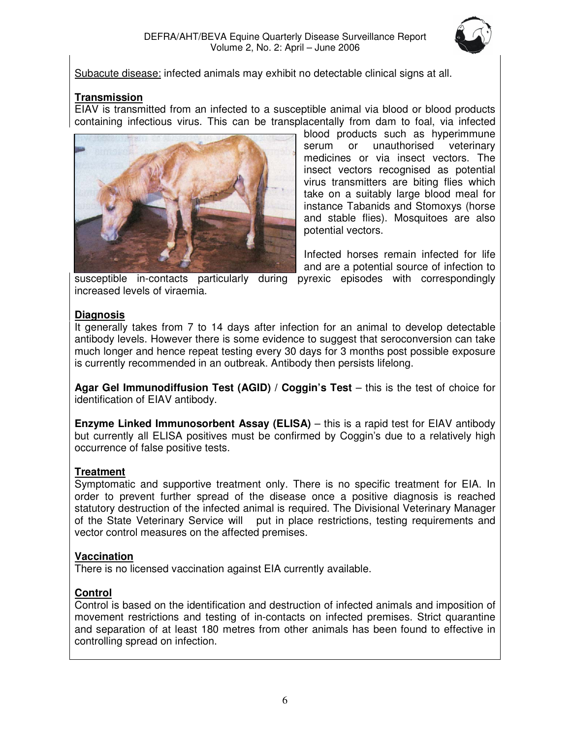Subacute disease: infected animals may exhibit no detectable clinical signs at all.

## Transmission

EIAV is transmitted from an infected to a susceptible animal via blood or blood products containing infectious virus. This can be transplacentally from dam to foal, via infected blood products such as hyperimmune serum or unauthorised veterinary medicines or via insect vectors. The insect vectors recognised as potential virus transmitters are biting flies which take on a suitably large blood meal for instance Tabanids and Stomoxys (horse and stable flies). Mosquitoes are also potential vectors.

Infected horses remain infected for life and are a potential source of infection to susceptible in-contacts particularly during pyrexic episodes with correspondingly increased levels of viraemia.

## Diagnosis

It generally takes from 7 to 14 days after infection for an animal to develop detectable antibody levels. However there is some evidence to suggest that seroconversion can take much longer and hence repeat testing every 30 days for 3 months post possible exposure is currently recommended in an outbreak. Antibody then persists lifelong.

**Agar Gel Immunodiffusion Test (AGID) / Coggin's Test** – this is the test of choice for identification of EIAV antibody.

**Enzyme Linked Immunosorbent Assay (ELISA)** – this is a rapid test for EIAV antibody but currently all ELISA positives must be confirmed by Coggin's due to a relatively high occurrence of false positive tests.

## Treatment

Symptomatic and supportive treatment only. There is no specific treatment for EIA. In order to prevent further spread of the disease once a positive diagnosis is reached statutory destruction of the infected animal is required. The Divisional Veterinary Manager of the State Veterinary Service will put in place restrictions, testing requirements and vector control measures on the affected premises.

## Vaccination

There is no licensed vaccination against EIA currently available.

## Control

Control is based on the identification and destruction of infected animals and imposition of movement restrictions and testing of in-contacts on infected premises. Strict quarantine and separation of at least 180 metres from other animals has been found to effective in controlling spread on infection.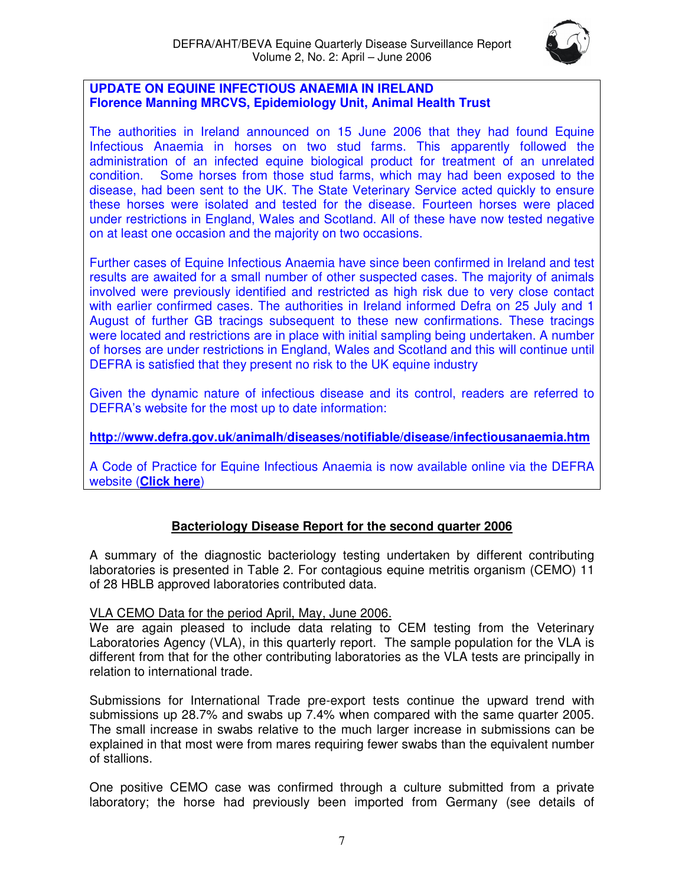**UPDATE ON EQUINE INFECTIOUS ANAEMIA IN IRELAND**
**Florence Manning MRCVS, Epidemiology Unit, Animal Health Trust**

The authorities in Ireland announced on 15 June 2006 that they had found Equine Infectious Anaemia in horses on two stud farms. This apparently followed the administration of an infected equine biological product for treatment of an unrelated condition. Some horses from those stud farms, which may had been exposed to the disease, had been sent to the UK. The State Veterinary Service acted quickly to ensure these horses were isolated and tested for the disease. Fourteen horses were placed under restrictions in England, Wales and Scotland. All of these have now tested negative on at least one occasion and the majority on two occasions.

Further cases of Equine Infectious Anaemia have since been confirmed in Ireland and test results are awaited for a small number of other suspected cases. The majority of animals involved were previously identified and restricted as high risk due to very close contact with earlier confirmed cases. The authorities in Ireland informed Defra on 25 July and 1 August of further GB tracings subsequent to these new confirmations. These tracings were located and restrictions are in place with initial sampling being undertaken. A number of horses are under restrictions in England, Wales and Scotland and this will continue until DEFRA is satisfied that they present no risk to the UK equine industry

Given the dynamic nature of infectious disease and its control, readers are referred to DEFRA's website for the most up to date information:

**http://www.defra.gov.uk/animalh/diseases/notifiable/disease/infectiousanaemia.htm**

A Code of Practice for Equine Infectious Anaemia is now available online via the DEFRA website (**Click here**)

## Bacteriology Disease Report for the second quarter 2006

A summary of the diagnostic bacteriology testing undertaken by different contributing laboratories is presented in Table 2. For contagious equine metritis organism (CEMO) 11 of 28 HBLB approved laboratories contributed data.

VLA CEMO Data for the period April, May, June 2006.

We are again pleased to include data relating to CEM testing from the Veterinary Laboratories Agency (VLA), in this quarterly report. The sample population for the VLA is different from that for the other contributing laboratories as the VLA tests are principally in relation to international trade.

Submissions for International Trade pre-export tests continue the upward trend with submissions up 28.7% and swabs up 7.4% when compared with the same quarter 2005. The small increase in swabs relative to the much larger increase in submissions can be explained in that most were from mares requiring fewer swabs than the equivalent number of stallions.

One positive CEMO case was confirmed through a culture submitted from a private laboratory; the horse had previously been imported from Germany (see details of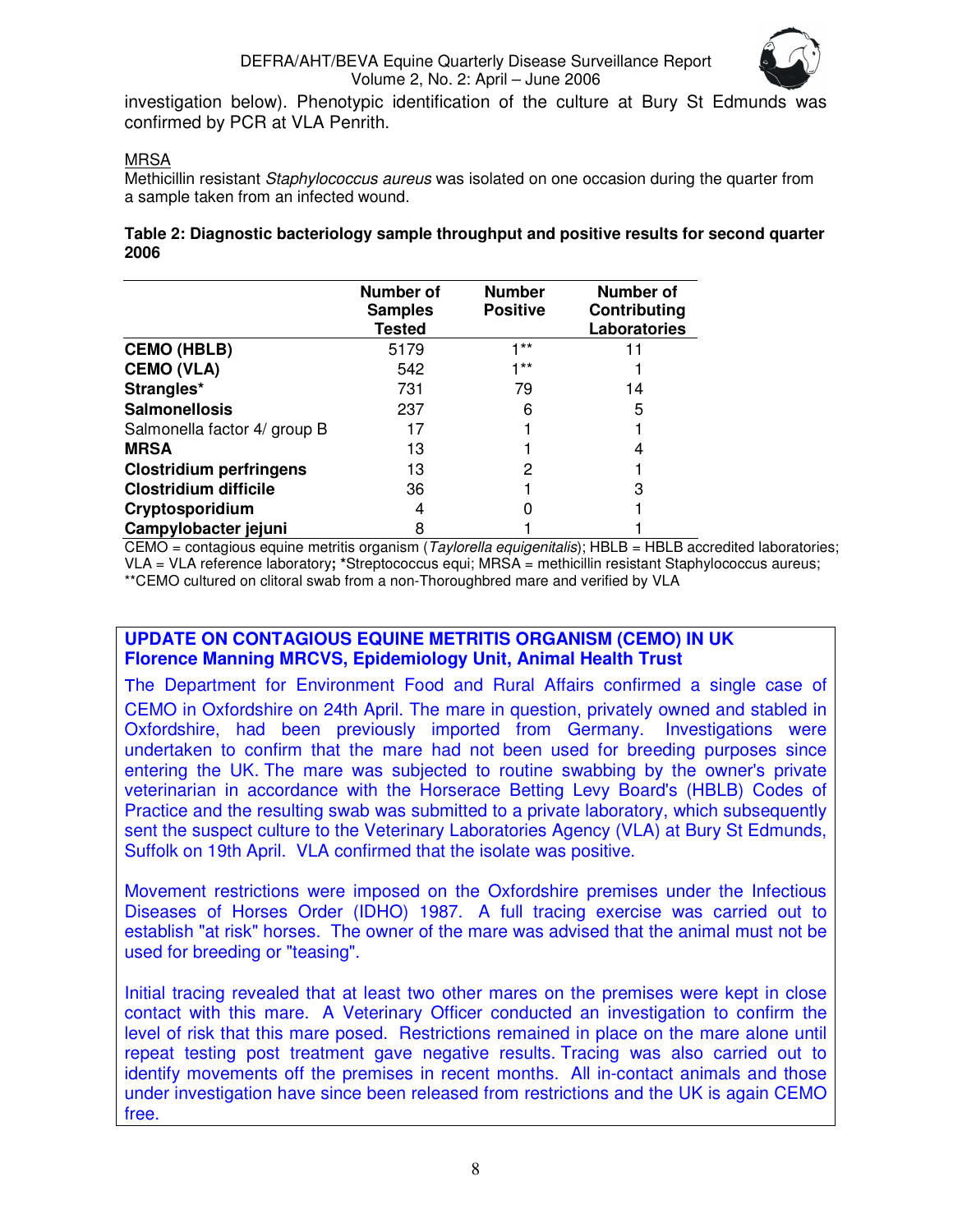investigation below). Phenotypic identification of the culture at Bury St Edmunds was confirmed by PCR at VLA Penrith.

MRSA

Methicillin resistant *Staphylococcus aureus* was isolated on one occasion during the quarter from a sample taken from an infected wound.

**Table 2: Diagnostic bacteriology sample throughput and positive results for second quarter 2006**

| | Number of Samples Tested | Number Positive | Number of Contributing Laboratories |
|---|---|---|---|
| **CEMO (HBLB)** | 5179 | 1** | 11 |
| **CEMO (VLA)** | 542 | 1** | 1 |
| **Strangles*** | 731 | 79 | 14 |
| **Salmonellosis** | 237 | 6 | 5 |
| Salmonella factor 4/ group B | 17 | 1 | 1 |
| **MRSA** | 13 | 1 | 4 |
| **Clostridium perfringens** | 13 | 2 | 1 |
| **Clostridium difficile** | 36 | 1 | 3 |
| **Cryptosporidium** | 4 | 0 | 1 |
| **Campylobacter jejuni** | 8 | 1 | 1 |

CEMO = contagious equine metritis organism (*Taylorella equigenitalis*); HBLB = HBLB accredited laboratories; VLA = VLA reference laboratory**;** *Streptococcus equi; MRSA = methicillin resistant Staphylococcus aureus; **CEMO cultured on clitoral swab from a non-Thoroughbred mare and verified by VLA

## UPDATE ON CONTAGIOUS EQUINE METRITIS ORGANISM (CEMO) IN UK

**Florence Manning MRCVS, Epidemiology Unit, Animal Health Trust**

The Department for Environment Food and Rural Affairs confirmed a single case of CEMO in Oxfordshire on 24th April. The mare in question, privately owned and stabled in Oxfordshire, had been previously imported from Germany. Investigations were undertaken to confirm that the mare had not been used for breeding purposes since entering the UK. The mare was subjected to routine swabbing by the owner's private veterinarian in accordance with the Horserace Betting Levy Board's (HBLB) Codes of Practice and the resulting swab was submitted to a private laboratory, which subsequently sent the suspect culture to the Veterinary Laboratories Agency (VLA) at Bury St Edmunds, Suffolk on 19th April. VLA confirmed that the isolate was positive.

Movement restrictions were imposed on the Oxfordshire premises under the Infectious Diseases of Horses Order (IDHO) 1987. A full tracing exercise was carried out to establish "at risk" horses. The owner of the mare was advised that the animal must not be used for breeding or "teasing".

Initial tracing revealed that at least two other mares on the premises were kept in close contact with this mare. A Veterinary Officer conducted an investigation to confirm the level of risk that this mare posed. Restrictions remained in place on the mare alone until repeat testing post treatment gave negative results. Tracing was also carried out to identify movements off the premises in recent months. All in-contact animals and those under investigation have since been released from restrictions and the UK is again CEMO free.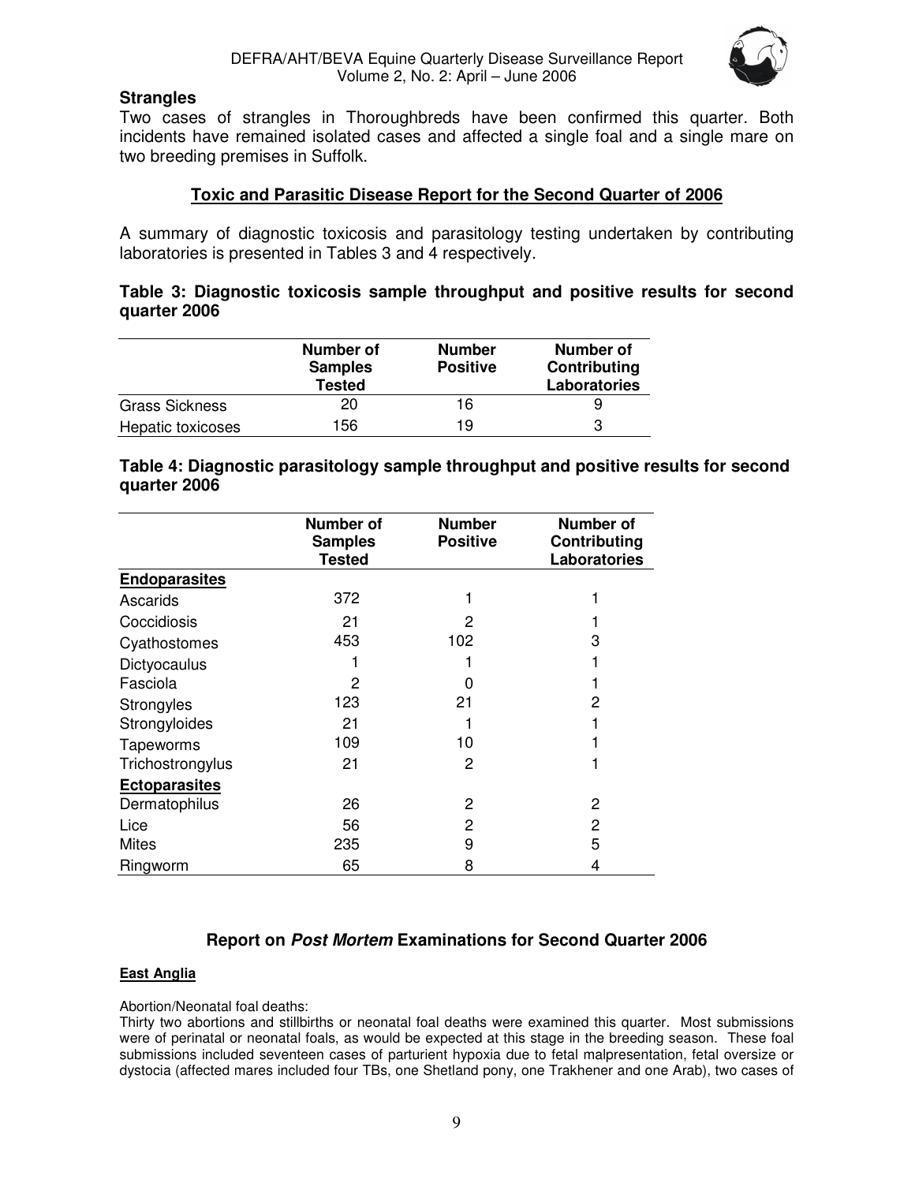## Strangles

Two cases of strangles in Thoroughbreds have been confirmed this quarter. Both incidents have remained isolated cases and affected a single foal and a single mare on two breeding premises in Suffolk.

## Toxic and Parasitic Disease Report for the Second Quarter of 2006

A summary of diagnostic toxicosis and parasitology testing undertaken by contributing laboratories is presented in Tables 3 and 4 respectively.

**Table 3: Diagnostic toxicosis sample throughput and positive results for second quarter 2006**

| | Number of Samples Tested | Number Positive | Number of Contributing Laboratories |
|---|---|---|---|
| Grass Sickness | 20 | 16 | 9 |
| Hepatic toxicoses | 156 | 19 | 3 |

**Table 4: Diagnostic parasitology sample throughput and positive results for second quarter 2006**

| | Number of Samples Tested | Number Positive | Number of Contributing Laboratories |
|---|---|---|---|
| **Endoparasites** | | | |
| Ascarids | 372 | 1 | 1 |
| Coccidiosis | 21 | 2 | 1 |
| Cyathostomes | 453 | 102 | 3 |
| Dictyocaulus | 1 | 1 | 1 |
| Fasciola | 2 | 0 | 1 |
| Strongyles | 123 | 21 | 2 |
| Strongyloides | 21 | 1 | 1 |
| Tapeworms | 109 | 10 | 1 |
| Trichostrongylus | 21 | 2 | 1 |
| **Ectoparasites** | | | |
| Dermatophilus | 26 | 2 | 2 |
| Lice | 56 | 2 | 2 |
| Mites | 235 | 9 | 5 |
| Ringworm | 65 | 8 | 4 |

## Report on *Post Mortem* Examinations for Second Quarter 2006

### East Anglia

Abortion/Neonatal foal deaths:

Thirty two abortions and stillbirths or neonatal foal deaths were examined this quarter. Most submissions were of perinatal or neonatal foals, as would be expected at this stage in the breeding season. These foal submissions included seventeen cases of parturient hypoxia due to fetal malpresentation, fetal oversize or dystocia (affected mares included four TBs, one Shetland pony, one Trakhener and one Arab), two cases of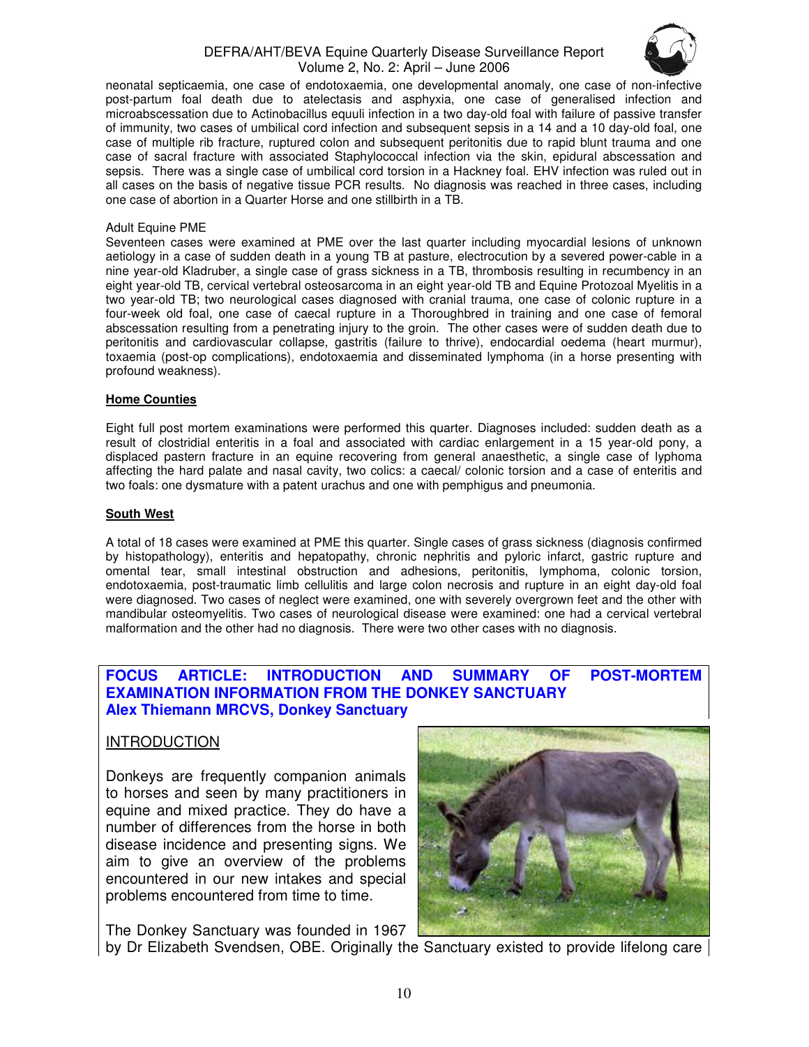neonatal septicaemia, one case of endotoxaemia, one developmental anomaly, one case of non-infective post-partum foal death due to atelectasis and asphyxia, one case of generalised infection and microabscessation due to Actinobacillus equuli infection in a two day-old foal with failure of passive transfer of immunity, two cases of umbilical cord infection and subsequent sepsis in a 14 and a 10 day-old foal, one case of multiple rib fracture, ruptured colon and subsequent peritonitis due to rapid blunt trauma and one case of sacral fracture with associated Staphylococcal infection via the skin, epidural abscessation and sepsis. There was a single case of umbilical cord torsion in a Hackney foal. EHV infection was ruled out in all cases on the basis of negative tissue PCR results. No diagnosis was reached in three cases, including one case of abortion in a Quarter Horse and one stillbirth in a TB.

Adult Equine PME

Seventeen cases were examined at PME over the last quarter including myocardial lesions of unknown aetiology in a case of sudden death in a young TB at pasture, electrocution by a severed power-cable in a nine year-old Kladruber, a single case of grass sickness in a TB, thrombosis resulting in recumbency in an eight year-old TB, cervical vertebral osteosarcoma in an eight year-old TB and Equine Protozoal Myelitis in a two year-old TB; two neurological cases diagnosed with cranial trauma, one case of colonic rupture in a four-week old foal, one case of caecal rupture in a Thoroughbred in training and one case of femoral abscessation resulting from a penetrating injury to the groin. The other cases were of sudden death due to peritonitis and cardiovascular collapse, gastritis (failure to thrive), endocardial oedema (heart murmur), toxaemia (post-op complications), endotoxaemia and disseminated lymphoma (in a horse presenting with profound weakness).

**Home Counties**

Eight full post mortem examinations were performed this quarter. Diagnoses included: sudden death as a result of clostridial enteritis in a foal and associated with cardiac enlargement in a 15 year-old pony, a displaced pastern fracture in an equine recovering from general anaesthetic, a single case of lyphoma affecting the hard palate and nasal cavity, two colics: a caecal/ colonic torsion and a case of enteritis and two foals: one dysmature with a patent urachus and one with pemphigus and pneumonia.

**South West**

A total of 18 cases were examined at PME this quarter. Single cases of grass sickness (diagnosis confirmed by histopathology), enteritis and hepatopathy, chronic nephritis and pyloric infarct, gastric rupture and omental tear, small intestinal obstruction and adhesions, peritonitis, lymphoma, colonic torsion, endotoxaemia, post-traumatic limb cellulitis and large colon necrosis and rupture in an eight day-old foal were diagnosed. Two cases of neglect were examined, one with severely overgrown feet and the other with mandibular osteomyelitis. Two cases of neurological disease were examined: one had a cervical vertebral malformation and the other had no diagnosis. There were two other cases with no diagnosis.

## FOCUS ARTICLE: INTRODUCTION AND SUMMARY OF POST-MORTEM EXAMINATION INFORMATION FROM THE DONKEY SANCTUARY

**Alex Thiemann MRCVS, Donkey Sanctuary**

### INTRODUCTION

Donkeys are frequently companion animals to horses and seen by many practitioners in equine and mixed practice. They do have a number of differences from the horse in both disease incidence and presenting signs. We aim to give an overview of the problems encountered in our new intakes and special problems encountered from time to time.

The Donkey Sanctuary was founded in 1967 by Dr Elizabeth Svendsen, OBE. Originally the Sanctuary existed to provide lifelong care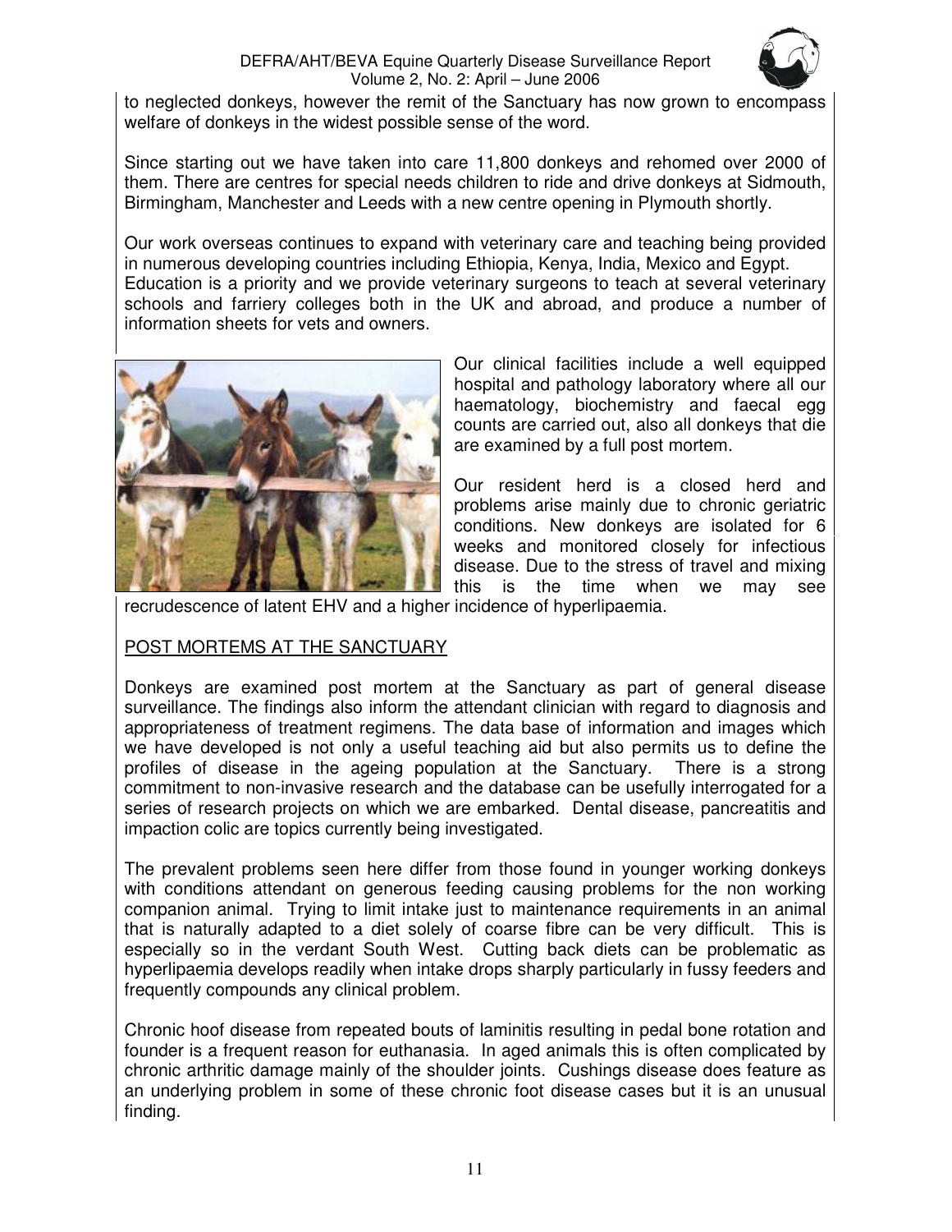to neglected donkeys, however the remit of the Sanctuary has now grown to encompass welfare of donkeys in the widest possible sense of the word.

Since starting out we have taken into care 11,800 donkeys and rehomed over 2000 of them. There are centres for special needs children to ride and drive donkeys at Sidmouth, Birmingham, Manchester and Leeds with a new centre opening in Plymouth shortly.

Our work overseas continues to expand with veterinary care and teaching being provided in numerous developing countries including Ethiopia, Kenya, India, Mexico and Egypt. Education is a priority and we provide veterinary surgeons to teach at several veterinary schools and farriery colleges both in the UK and abroad, and produce a number of information sheets for vets and owners.

Our clinical facilities include a well equipped hospital and pathology laboratory where all our haematology, biochemistry and faecal egg counts are carried out, also all donkeys that die are examined by a full post mortem.

Our resident herd is a closed herd and problems arise mainly due to chronic geriatric conditions. New donkeys are isolated for 6 weeks and monitored closely for infectious disease. Due to the stress of travel and mixing this is the time when we may see recrudescence of latent EHV and a higher incidence of hyperlipaemia.

## POST MORTEMS AT THE SANCTUARY

Donkeys are examined post mortem at the Sanctuary as part of general disease surveillance. The findings also inform the attendant clinician with regard to diagnosis and appropriateness of treatment regimens. The data base of information and images which we have developed is not only a useful teaching aid but also permits us to define the profiles of disease in the ageing population at the Sanctuary. There is a strong commitment to non-invasive research and the database can be usefully interrogated for a series of research projects on which we are embarked. Dental disease, pancreatitis and impaction colic are topics currently being investigated.

The prevalent problems seen here differ from those found in younger working donkeys with conditions attendant on generous feeding causing problems for the non working companion animal. Trying to limit intake just to maintenance requirements in an animal that is naturally adapted to a diet solely of coarse fibre can be very difficult. This is especially so in the verdant South West. Cutting back diets can be problematic as hyperlipaemia develops readily when intake drops sharply particularly in fussy feeders and frequently compounds any clinical problem.

Chronic hoof disease from repeated bouts of laminitis resulting in pedal bone rotation and founder is a frequent reason for euthanasia. In aged animals this is often complicated by chronic arthritic damage mainly of the shoulder joints. Cushings disease does feature as an underlying problem in some of these chronic foot disease cases but it is an unusual finding.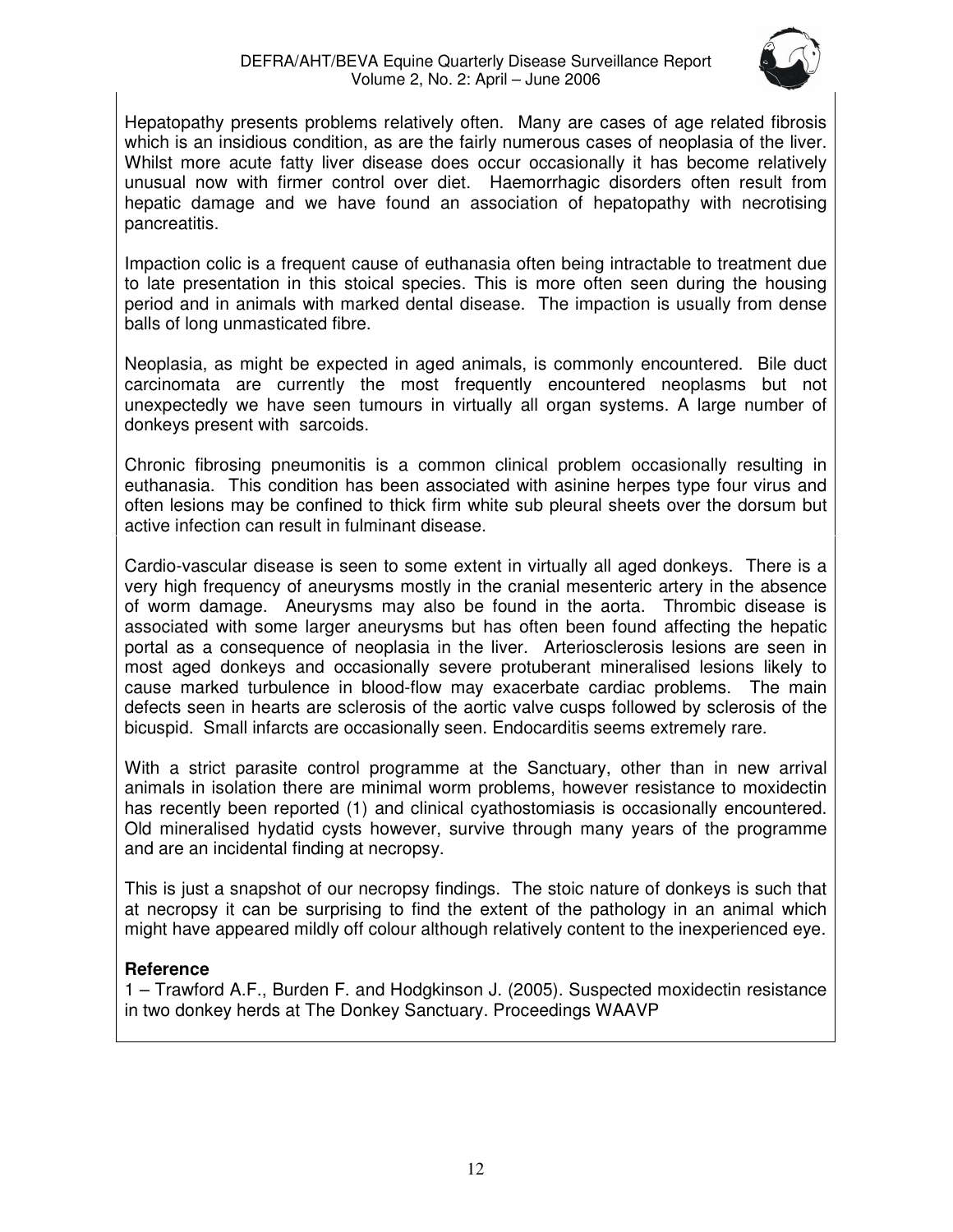Hepatopathy presents problems relatively often. Many are cases of age related fibrosis which is an insidious condition, as are the fairly numerous cases of neoplasia of the liver. Whilst more acute fatty liver disease does occur occasionally it has become relatively unusual now with firmer control over diet. Haemorrhagic disorders often result from hepatic damage and we have found an association of hepatopathy with necrotising pancreatitis.

Impaction colic is a frequent cause of euthanasia often being intractable to treatment due to late presentation in this stoical species. This is more often seen during the housing period and in animals with marked dental disease. The impaction is usually from dense balls of long unmasticated fibre.

Neoplasia, as might be expected in aged animals, is commonly encountered. Bile duct carcinomata are currently the most frequently encountered neoplasms but not unexpectedly we have seen tumours in virtually all organ systems. A large number of donkeys present with sarcoids.

Chronic fibrosing pneumonitis is a common clinical problem occasionally resulting in euthanasia. This condition has been associated with asinine herpes type four virus and often lesions may be confined to thick firm white sub pleural sheets over the dorsum but active infection can result in fulminant disease.

Cardio-vascular disease is seen to some extent in virtually all aged donkeys. There is a very high frequency of aneurysms mostly in the cranial mesenteric artery in the absence of worm damage. Aneurysms may also be found in the aorta. Thrombic disease is associated with some larger aneurysms but has often been found affecting the hepatic portal as a consequence of neoplasia in the liver. Arteriosclerosis lesions are seen in most aged donkeys and occasionally severe protuberant mineralised lesions likely to cause marked turbulence in blood-flow may exacerbate cardiac problems. The main defects seen in hearts are sclerosis of the aortic valve cusps followed by sclerosis of the bicuspid. Small infarcts are occasionally seen. Endocarditis seems extremely rare.

With a strict parasite control programme at the Sanctuary, other than in new arrival animals in isolation there are minimal worm problems, however resistance to moxidectin has recently been reported (1) and clinical cyathostomiasis is occasionally encountered. Old mineralised hydatid cysts however, survive through many years of the programme and are an incidental finding at necropsy.

This is just a snapshot of our necropsy findings. The stoic nature of donkeys is such that at necropsy it can be surprising to find the extent of the pathology in an animal which might have appeared mildly off colour although relatively content to the inexperienced eye.

**Reference**

1 – Trawford A.F., Burden F. and Hodgkinson J. (2005). Suspected moxidectin resistance in two donkey herds at The Donkey Sanctuary. Proceedings WAAVP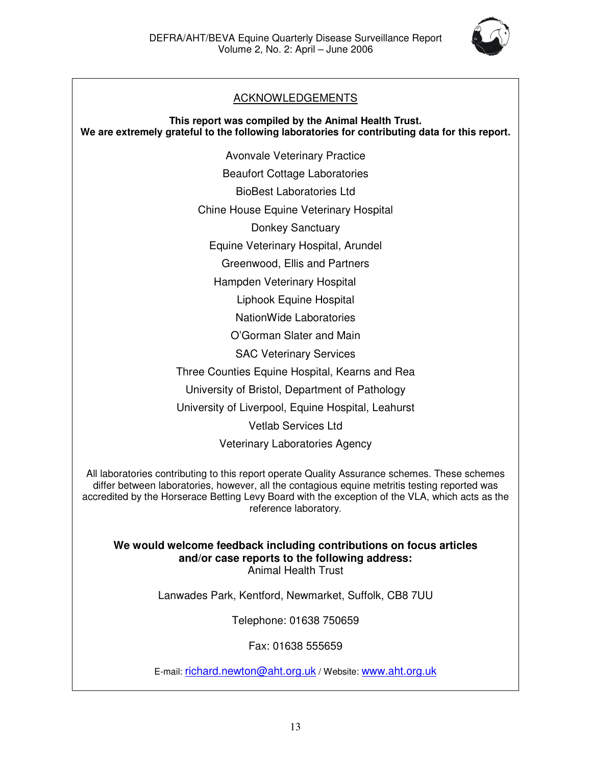## ACKNOWLEDGEMENTS

**This report was compiled by the Animal Health Trust.**
**We are extremely grateful to the following laboratories for contributing data for this report.**

Avonvale Veterinary Practice

Beaufort Cottage Laboratories

BioBest Laboratories Ltd

Chine House Equine Veterinary Hospital

Donkey Sanctuary

Equine Veterinary Hospital, Arundel

Greenwood, Ellis and Partners

Hampden Veterinary Hospital

Liphook Equine Hospital

NationWide Laboratories

O'Gorman Slater and Main

SAC Veterinary Services

Three Counties Equine Hospital, Kearns and Rea

University of Bristol, Department of Pathology

University of Liverpool, Equine Hospital, Leahurst

Vetlab Services Ltd

Veterinary Laboratories Agency

All laboratories contributing to this report operate Quality Assurance schemes. These schemes differ between laboratories, however, all the contagious equine metritis testing reported was accredited by the Horserace Betting Levy Board with the exception of the VLA, which acts as the reference laboratory.

**We would welcome feedback including contributions on focus articles and/or case reports to the following address:**
Animal Health Trust

Lanwades Park, Kentford, Newmarket, Suffolk, CB8 7UU

Telephone: 01638 750659

Fax: 01638 555659

E-mail: richard.newton@aht.org.uk / Website: www.aht.org.uk